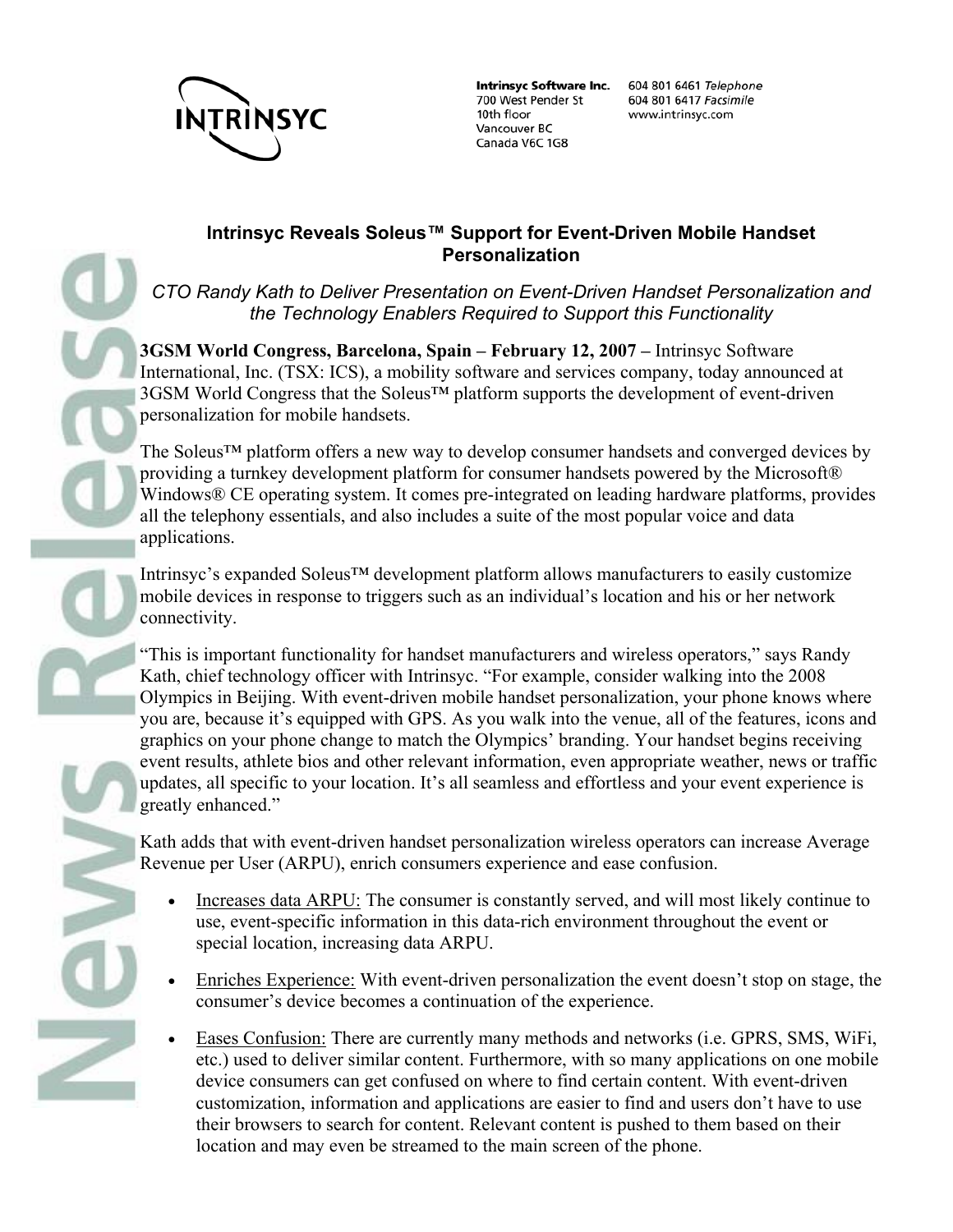**Intrinsyc Software Inc.**
700 West Pender St
10th floor
Vancouver BC
Canada V6C 1G8

604 801 6461 *Telephone*
604 801 6417 *Facsimile*
www.intrinsyc.com

## Intrinsyc Reveals Soleus™ Support for Event-Driven Mobile Handset Personalization

*CTO Randy Kath to Deliver Presentation on Event-Driven Handset Personalization and the Technology Enablers Required to Support this Functionality*

**3GSM World Congress, Barcelona, Spain – February 12, 2007 –** Intrinsyc Software International, Inc. (TSX: ICS), a mobility software and services company, today announced at 3GSM World Congress that the Soleus™ platform supports the development of event-driven personalization for mobile handsets.

The Soleus™ platform offers a new way to develop consumer handsets and converged devices by providing a turnkey development platform for consumer handsets powered by the Microsoft® Windows® CE operating system. It comes pre-integrated on leading hardware platforms, provides all the telephony essentials, and also includes a suite of the most popular voice and data applications.

Intrinsyc's expanded Soleus™ development platform allows manufacturers to easily customize mobile devices in response to triggers such as an individual's location and his or her network connectivity.

"This is important functionality for handset manufacturers and wireless operators," says Randy Kath, chief technology officer with Intrinsyc. "For example, consider walking into the 2008 Olympics in Beijing. With event-driven mobile handset personalization, your phone knows where you are, because it's equipped with GPS. As you walk into the venue, all of the features, icons and graphics on your phone change to match the Olympics' branding. Your handset begins receiving event results, athlete bios and other relevant information, even appropriate weather, news or traffic updates, all specific to your location. It's all seamless and effortless and your event experience is greatly enhanced."

Kath adds that with event-driven handset personalization wireless operators can increase Average Revenue per User (ARPU), enrich consumers experience and ease confusion.

- Increases data ARPU: The consumer is constantly served, and will most likely continue to use, event-specific information in this data-rich environment throughout the event or special location, increasing data ARPU.
- Enriches Experience: With event-driven personalization the event doesn't stop on stage, the consumer's device becomes a continuation of the experience.
- Eases Confusion: There are currently many methods and networks (i.e. GPRS, SMS, WiFi, etc.) used to deliver similar content. Furthermore, with so many applications on one mobile device consumers can get confused on where to find certain content. With event-driven customization, information and applications are easier to find and users don't have to use their browsers to search for content. Relevant content is pushed to them based on their location and may even be streamed to the main screen of the phone.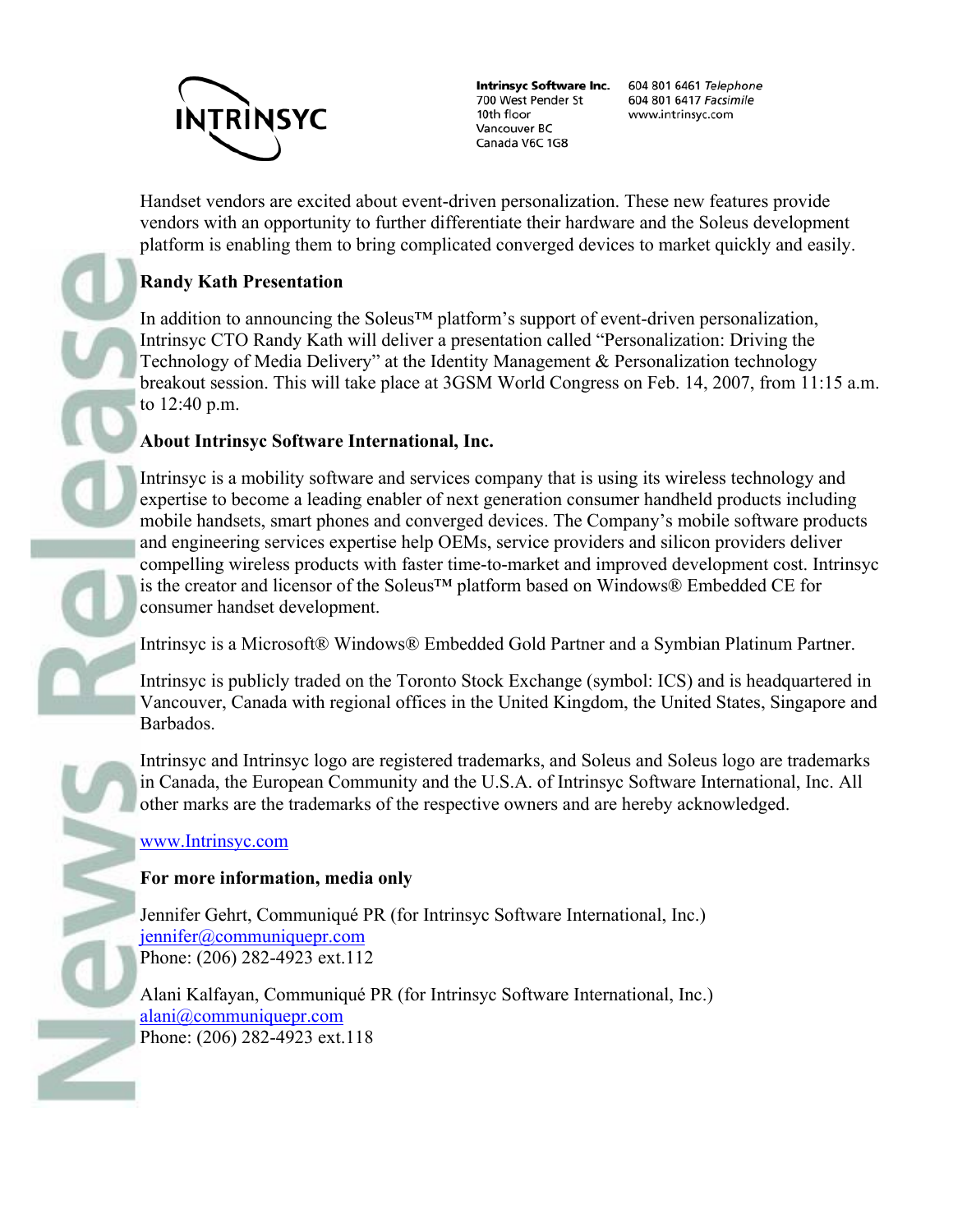Handset vendors are excited about event-driven personalization. These new features provide vendors with an opportunity to further differentiate their hardware and the Soleus development platform is enabling them to bring complicated converged devices to market quickly and easily.

**Randy Kath Presentation**

In addition to announcing the Soleus™ platform's support of event-driven personalization, Intrinsyc CTO Randy Kath will deliver a presentation called "Personalization: Driving the Technology of Media Delivery" at the Identity Management & Personalization technology breakout session. This will take place at 3GSM World Congress on Feb. 14, 2007, from 11:15 a.m. to 12:40 p.m.

**About Intrinsyc Software International, Inc.**

Intrinsyc is a mobility software and services company that is using its wireless technology and expertise to become a leading enabler of next generation consumer handheld products including mobile handsets, smart phones and converged devices. The Company's mobile software products and engineering services expertise help OEMs, service providers and silicon providers deliver compelling wireless products with faster time-to-market and improved development cost. Intrinsyc is the creator and licensor of the Soleus™ platform based on Windows® Embedded CE for consumer handset development.

Intrinsyc is a Microsoft® Windows® Embedded Gold Partner and a Symbian Platinum Partner.

Intrinsyc is publicly traded on the Toronto Stock Exchange (symbol: ICS) and is headquartered in Vancouver, Canada with regional offices in the United Kingdom, the United States, Singapore and Barbados.

Intrinsyc and Intrinsyc logo are registered trademarks, and Soleus and Soleus logo are trademarks in Canada, the European Community and the U.S.A. of Intrinsyc Software International, Inc. All other marks are the trademarks of the respective owners and are hereby acknowledged.

www.Intrinsyc.com

**For more information, media only**

Jennifer Gehrt, Communiqué PR (for Intrinsyc Software International, Inc.)
jennifer@communiquepr.com
Phone: (206) 282-4923 ext.112

Alani Kalfayan, Communiqué PR (for Intrinsyc Software International, Inc.)
alani@communiquepr.com
Phone: (206) 282-4923 ext.118